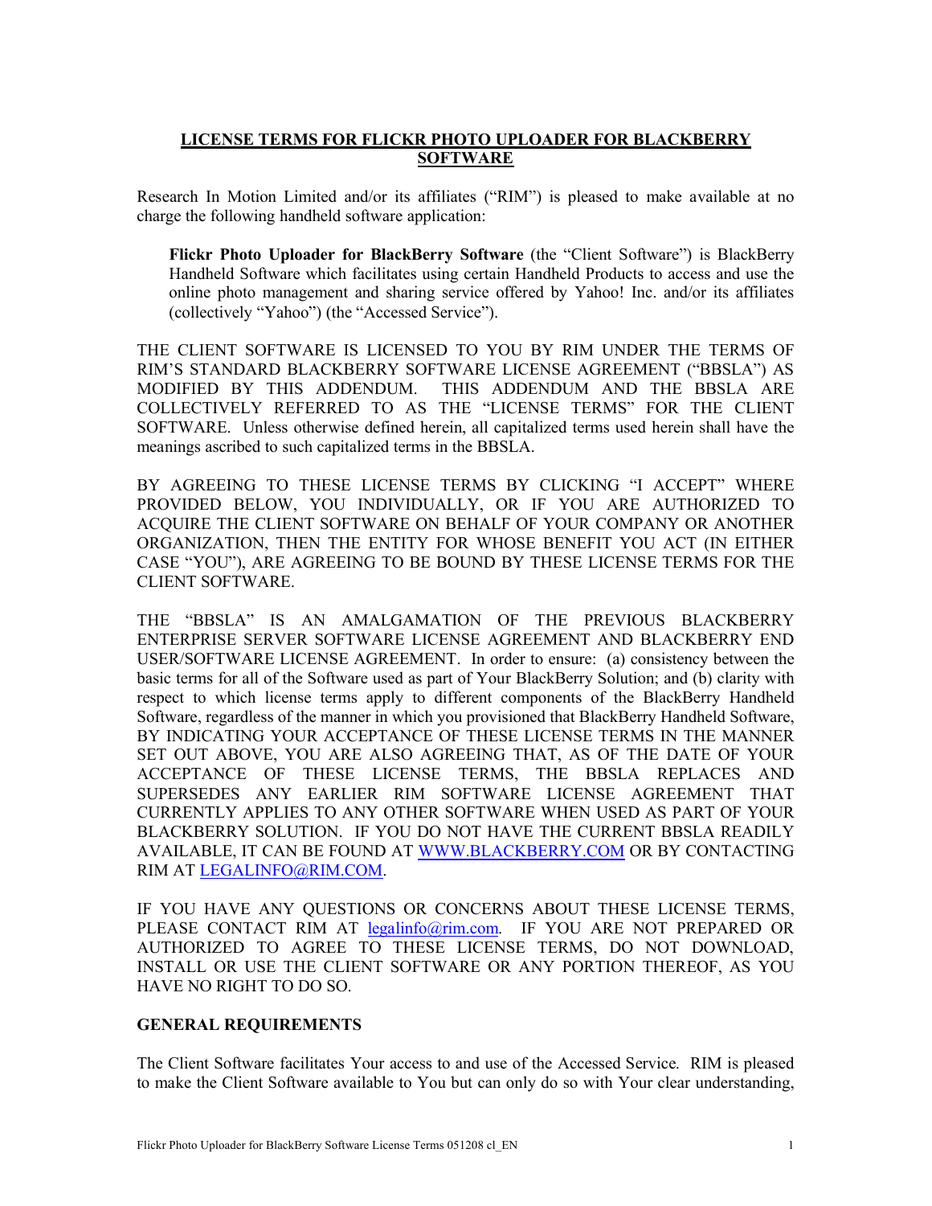# LICENSE TERMS FOR FLICKR PHOTO UPLOADER FOR BLACKBERRY SOFTWARE

Research In Motion Limited and/or its affiliates ("RIM") is pleased to make available at no charge the following handheld software application:

> **Flickr Photo Uploader for BlackBerry Software** (the "Client Software") is BlackBerry Handheld Software which facilitates using certain Handheld Products to access and use the online photo management and sharing service offered by Yahoo! Inc. and/or its affiliates (collectively "Yahoo") (the "Accessed Service").

THE CLIENT SOFTWARE IS LICENSED TO YOU BY RIM UNDER THE TERMS OF RIM'S STANDARD BLACKBERRY SOFTWARE LICENSE AGREEMENT ("BBSLA") AS MODIFIED BY THIS ADDENDUM. THIS ADDENDUM AND THE BBSLA ARE COLLECTIVELY REFERRED TO AS THE "LICENSE TERMS" FOR THE CLIENT SOFTWARE. Unless otherwise defined herein, all capitalized terms used herein shall have the meanings ascribed to such capitalized terms in the BBSLA.

BY AGREEING TO THESE LICENSE TERMS BY CLICKING "I ACCEPT" WHERE PROVIDED BELOW, YOU INDIVIDUALLY, OR IF YOU ARE AUTHORIZED TO ACQUIRE THE CLIENT SOFTWARE ON BEHALF OF YOUR COMPANY OR ANOTHER ORGANIZATION, THEN THE ENTITY FOR WHOSE BENEFIT YOU ACT (IN EITHER CASE "YOU"), ARE AGREEING TO BE BOUND BY THESE LICENSE TERMS FOR THE CLIENT SOFTWARE.

THE "BBSLA" IS AN AMALGAMATION OF THE PREVIOUS BLACKBERRY ENTERPRISE SERVER SOFTWARE LICENSE AGREEMENT AND BLACKBERRY END USER/SOFTWARE LICENSE AGREEMENT. In order to ensure: (a) consistency between the basic terms for all of the Software used as part of Your BlackBerry Solution; and (b) clarity with respect to which license terms apply to different components of the BlackBerry Handheld Software, regardless of the manner in which you provisioned that BlackBerry Handheld Software, BY INDICATING YOUR ACCEPTANCE OF THESE LICENSE TERMS IN THE MANNER SET OUT ABOVE, YOU ARE ALSO AGREEING THAT, AS OF THE DATE OF YOUR ACCEPTANCE OF THESE LICENSE TERMS, THE BBSLA REPLACES AND SUPERSEDES ANY EARLIER RIM SOFTWARE LICENSE AGREEMENT THAT CURRENTLY APPLIES TO ANY OTHER SOFTWARE WHEN USED AS PART OF YOUR BLACKBERRY SOLUTION. IF YOU DO NOT HAVE THE CURRENT BBSLA READILY AVAILABLE, IT CAN BE FOUND AT WWW.BLACKBERRY.COM OR BY CONTACTING RIM AT LEGALINFO@RIM.COM.

IF YOU HAVE ANY QUESTIONS OR CONCERNS ABOUT THESE LICENSE TERMS, PLEASE CONTACT RIM AT legalinfo@rim.com. IF YOU ARE NOT PREPARED OR AUTHORIZED TO AGREE TO THESE LICENSE TERMS, DO NOT DOWNLOAD, INSTALL OR USE THE CLIENT SOFTWARE OR ANY PORTION THEREOF, AS YOU HAVE NO RIGHT TO DO SO.

**GENERAL REQUIREMENTS**

The Client Software facilitates Your access to and use of the Accessed Service. RIM is pleased to make the Client Software available to You but can only do so with Your clear understanding,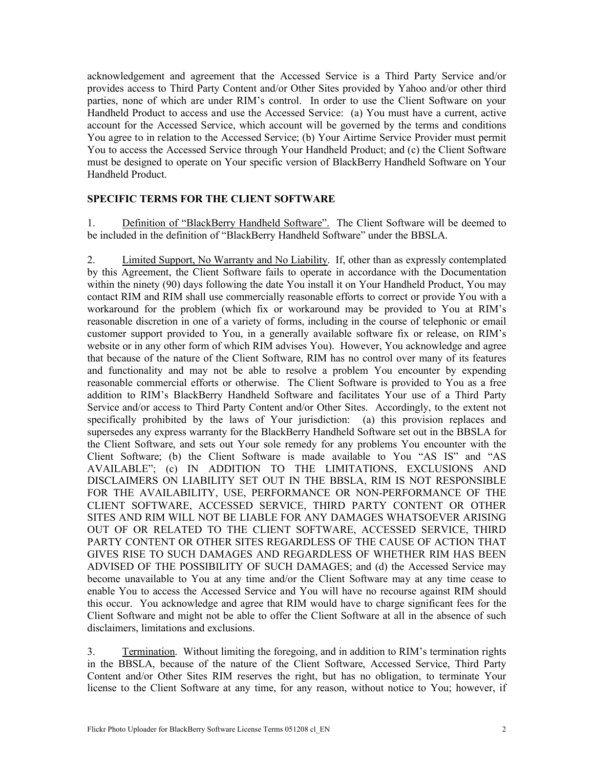acknowledgement and agreement that the Accessed Service is a Third Party Service and/or provides access to Third Party Content and/or Other Sites provided by Yahoo and/or other third parties, none of which are under RIM's control. In order to use the Client Software on your Handheld Product to access and use the Accessed Service: (a) You must have a current, active account for the Accessed Service, which account will be governed by the terms and conditions You agree to in relation to the Accessed Service; (b) Your Airtime Service Provider must permit You to access the Accessed Service through Your Handheld Product; and (c) the Client Software must be designed to operate on Your specific version of BlackBerry Handheld Software on Your Handheld Product.

**SPECIFIC TERMS FOR THE CLIENT SOFTWARE**

1. Definition of "BlackBerry Handheld Software". The Client Software will be deemed to be included in the definition of "BlackBerry Handheld Software" under the BBSLA.

2. Limited Support, No Warranty and No Liability. If, other than as expressly contemplated by this Agreement, the Client Software fails to operate in accordance with the Documentation within the ninety (90) days following the date You install it on Your Handheld Product, You may contact RIM and RIM shall use commercially reasonable efforts to correct or provide You with a workaround for the problem (which fix or workaround may be provided to You at RIM's reasonable discretion in one of a variety of forms, including in the course of telephonic or email customer support provided to You, in a generally available software fix or release, on RIM's website or in any other form of which RIM advises You). However, You acknowledge and agree that because of the nature of the Client Software, RIM has no control over many of its features and functionality and may not be able to resolve a problem You encounter by expending reasonable commercial efforts or otherwise. The Client Software is provided to You as a free addition to RIM's BlackBerry Handheld Software and facilitates Your use of a Third Party Service and/or access to Third Party Content and/or Other Sites. Accordingly, to the extent not specifically prohibited by the laws of Your jurisdiction: (a) this provision replaces and supersedes any express warranty for the BlackBerry Handheld Software set out in the BBSLA for the Client Software, and sets out Your sole remedy for any problems You encounter with the Client Software; (b) the Client Software is made available to You "AS IS" and "AS AVAILABLE"; (c) IN ADDITION TO THE LIMITATIONS, EXCLUSIONS AND DISCLAIMERS ON LIABILITY SET OUT IN THE BBSLA, RIM IS NOT RESPONSIBLE FOR THE AVAILABILITY, USE, PERFORMANCE OR NON-PERFORMANCE OF THE CLIENT SOFTWARE, ACCESSED SERVICE, THIRD PARTY CONTENT OR OTHER SITES AND RIM WILL NOT BE LIABLE FOR ANY DAMAGES WHATSOEVER ARISING OUT OF OR RELATED TO THE CLIENT SOFTWARE, ACCESSED SERVICE, THIRD PARTY CONTENT OR OTHER SITES REGARDLESS OF THE CAUSE OF ACTION THAT GIVES RISE TO SUCH DAMAGES AND REGARDLESS OF WHETHER RIM HAS BEEN ADVISED OF THE POSSIBILITY OF SUCH DAMAGES; and (d) the Accessed Service may become unavailable to You at any time and/or the Client Software may at any time cease to enable You to access the Accessed Service and You will have no recourse against RIM should this occur. You acknowledge and agree that RIM would have to charge significant fees for the Client Software and might not be able to offer the Client Software at all in the absence of such disclaimers, limitations and exclusions.

3. Termination. Without limiting the foregoing, and in addition to RIM's termination rights in the BBSLA, because of the nature of the Client Software, Accessed Service, Third Party Content and/or Other Sites RIM reserves the right, but has no obligation, to terminate Your license to the Client Software at any time, for any reason, without notice to You; however, if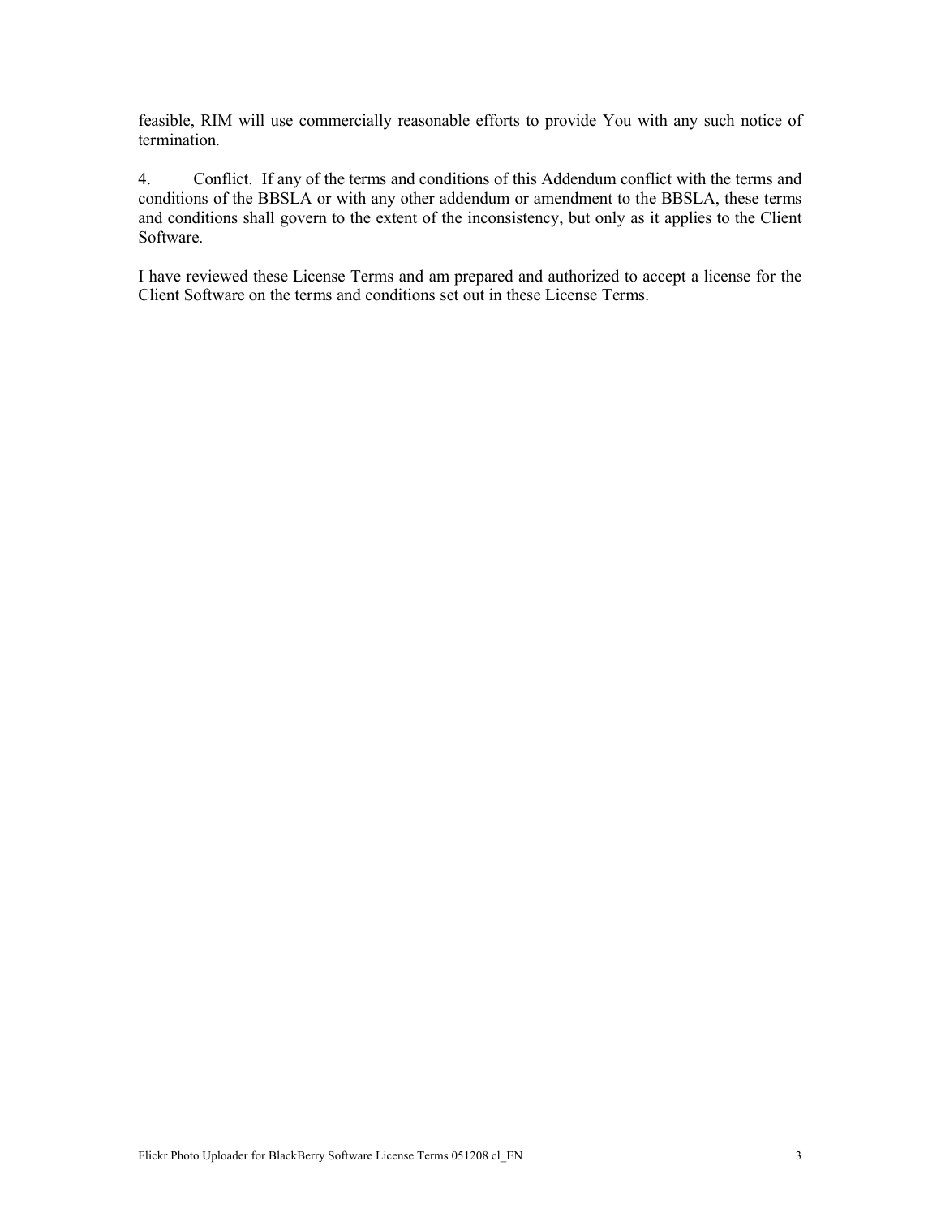feasible, RIM will use commercially reasonable efforts to provide You with any such notice of termination.

4. Conflict. If any of the terms and conditions of this Addendum conflict with the terms and conditions of the BBSLA or with any other addendum or amendment to the BBSLA, these terms and conditions shall govern to the extent of the inconsistency, but only as it applies to the Client Software.

I have reviewed these License Terms and am prepared and authorized to accept a license for the Client Software on the terms and conditions set out in these License Terms.